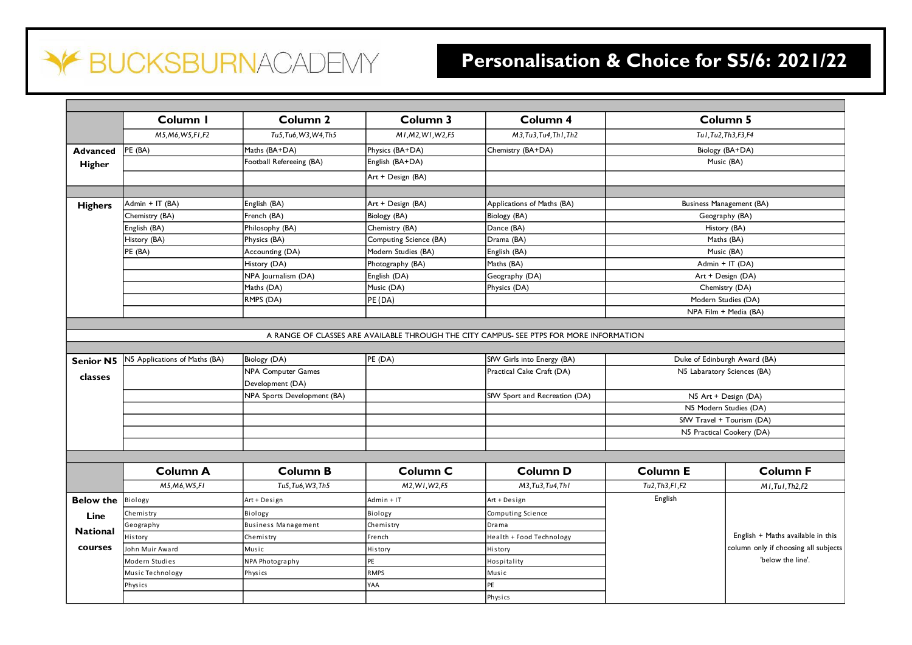# BUCKSBURN ACADEMY

## Personalisation & Choice for S5/6: 2021/22

| | Column 1 | Column 2 | Column 3 | Column 4 | Column 5 |
|---|---|---|---|---|---|
| | *M5,M6,W5,F1,F2* | *Tu5,Tu6,W3,W4,Th5* | *M1,M2,W1,W2,F5* | *M3,Tu3,Tu4,Th1,Th2* | *Tu1,Tu2,Th3,F3,F4* |
| **Advanced Higher** | PE (BA) | Maths (BA+DA) | Physics (BA+DA) | Chemistry (BA+DA) | Biology (BA+DA) |
| | | Football Refereeing (BA) | English (BA+DA) | | Music (BA) |
| | | | Art + Design (BA) | | |
| **Highers** | Admin + IT (BA) | English (BA) | Art + Design (BA) | Applications of Maths (BA) | Business Management (BA) |
| | Chemistry (BA) | French (BA) | Biology (BA) | Biology (BA) | Geography (BA) |
| | English (BA) | Philosophy (BA) | Chemistry (BA) | Dance (BA) | History (BA) |
| | History (BA) | Physics (BA) | Computing Science (BA) | Drama (BA) | Maths (BA) |
| | PE (BA) | Accounting (DA) | Modern Studies (BA) | English (BA) | Music (BA) |
| | | History (DA) | Photography (BA) | Maths (BA) | Admin + IT (DA) |
| | | NPA Journalism (DA) | English (DA) | Geography (DA) | Art + Design (DA) |
| | | Maths (DA) | Music (DA) | Physics (DA) | Chemistry (DA) |
| | | RMPS (DA) | PE (DA) | | Modern Studies (DA) |
| | | | | | NPA Film + Media (BA) |

A RANGE OF CLASSES ARE AVAILABLE THROUGH THE CITY CAMPUS- SEE PTPS FOR MORE INFORMATION

| | Column 1 | Column 2 | Column 3 | Column 4 | Column 5 |
|---|---|---|---|---|---|
| **Senior N5 classes** | N5 Applications of Maths (BA) | Biology (DA) | PE (DA) | SfW Girls into Energy (BA) | Duke of Edinburgh Award (BA) |
| | | NPA Computer Games Development (DA) | | Practical Cake Craft (DA) | N5 Labaratory Sciences (BA) |
| | | NPA Sports Development (BA) | | SfW Sport and Recreation (DA) | N5 Art + Design (DA) |
| | | | | | N5 Modern Studies (DA) |
| | | | | | SfW Travel + Tourism (DA) |
| | | | | | N5 Practical Cookery (DA) |

| | Column A | Column B | Column C | Column D | Column E | Column F |
|---|---|---|---|---|---|---|
| | *M5,M6,W5,F1* | *Tu5,Tu6,W3,Th5* | *M2,W1,W2,F5* | *M3,Tu3,Tu4,Th1* | *Tu2,Th3,F1,F2* | *M1,Tu1,Th2,F2* |
| **Below the Line National courses** | Biology | Art + Design | Admin + IT | Art + Design | English | English + Maths available in this column only if choosing all subjects 'below the line'. |
| | Chemistry | Biology | Biology | Computing Science | | |
| | Geography | Business Management | Chemistry | Drama | | |
| | History | Chemistry | French | Health + Food Technology | | |
| | John Muir Award | Music | History | History | | |
| | Modern Studies | NPA Photography | PE | Hospitality | | |
| | Music Technology | Physics | RMPS | Music | | |
| | Physics | | YAA | PE | | |
| | | | | Physics | | |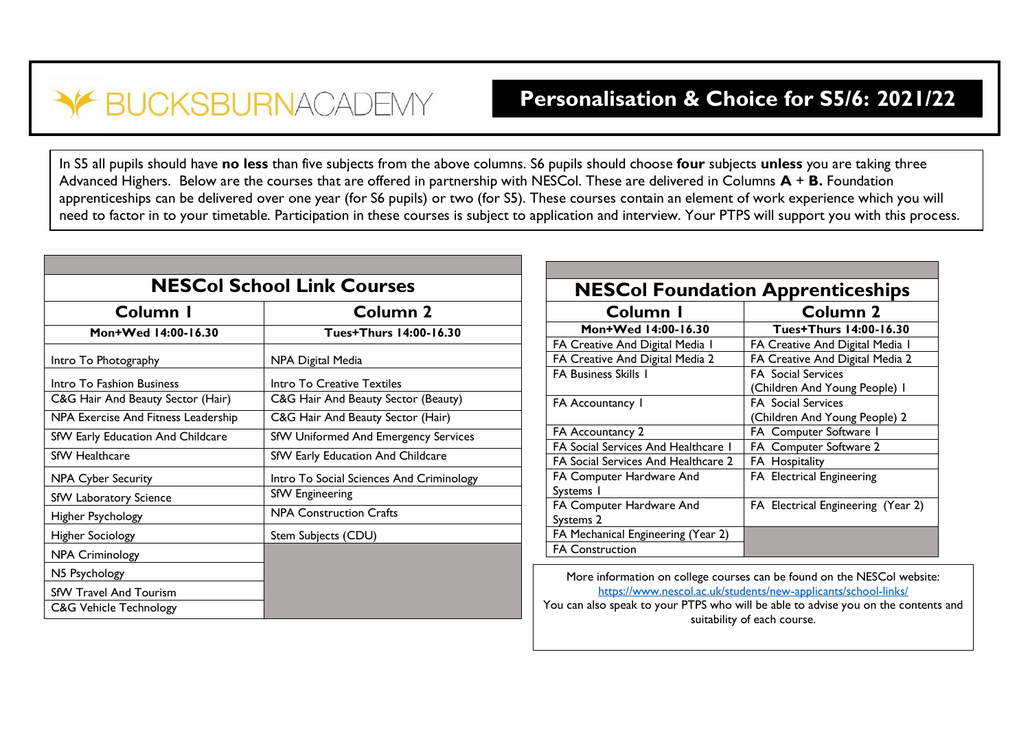# BUCKSBURN ACADEMY

## Personalisation & Choice for S5/6: 2021/22

In S5 all pupils should have **no less** than five subjects from the above columns. S6 pupils should choose **four** subjects **unless** you are taking three Advanced Highers. Below are the courses that are offered in partnership with NESCol. These are delivered in Columns **A** + **B.** Foundation apprenticeships can be delivered over one year (for S6 pupils) or two (for S5). These courses contain an element of work experience which you will need to factor in to your timetable. Participation in these courses is subject to application and interview. Your PTPS will support you with this process.

### NESCol School Link Courses

| Column 1 | Column 2 |
|---|---|
| **Mon+Wed 14:00-16.30** | **Tues+Thurs 14:00-16.30** |
| Intro To Photography | NPA Digital Media |
| Intro To Fashion Business | Intro To Creative Textiles |
| C&G Hair And Beauty Sector (Hair) | C&G Hair And Beauty Sector (Beauty) |
| NPA Exercise And Fitness Leadership | C&G Hair And Beauty Sector (Hair) |
| SfW Early Education And Childcare | SfW Uniformed And Emergency Services |
| SfW Healthcare | SfW Early Education And Childcare |
| NPA Cyber Security | Intro To Social Sciences And Criminology |
| SfW Laboratory Science | SfW Engineering |
| Higher Psychology | NPA Construction Crafts |
| Higher Sociology | Stem Subjects (CDU) |
| NPA Criminology | |
| N5 Psychology | |
| SfW Travel And Tourism | |
| C&G Vehicle Technology | |

### NESCol Foundation Apprenticeships

| Column 1 | Column 2 |
|---|---|
| **Mon+Wed 14:00-16.30** | **Tues+Thurs 14:00-16.30** |
| FA Creative And Digital Media 1 | FA Creative And Digital Media 1 |
| FA Creative And Digital Media 2 | FA Creative And Digital Media 2 |
| FA Business Skills 1 | FA Social Services (Children And Young People) 1 |
| FA Accountancy 1 | FA Social Services (Children And Young People) 2 |
| FA Accountancy 2 | FA Computer Software 1 |
| FA Social Services And Healthcare 1 | FA Computer Software 2 |
| FA Social Services And Healthcare 2 | FA Hospitality |
| FA Computer Hardware And Systems 1 | FA Electrical Engineering |
| FA Computer Hardware And Systems 2 | FA Electrical Engineering (Year 2) |
| FA Mechanical Engineering (Year 2) | |
| FA Construction | |

More information on college courses can be found on the NESCol website: https://www.nescol.ac.uk/students/new-applicants/school-links/
You can also speak to your PTPS who will be able to advise you on the contents and suitability of each course.